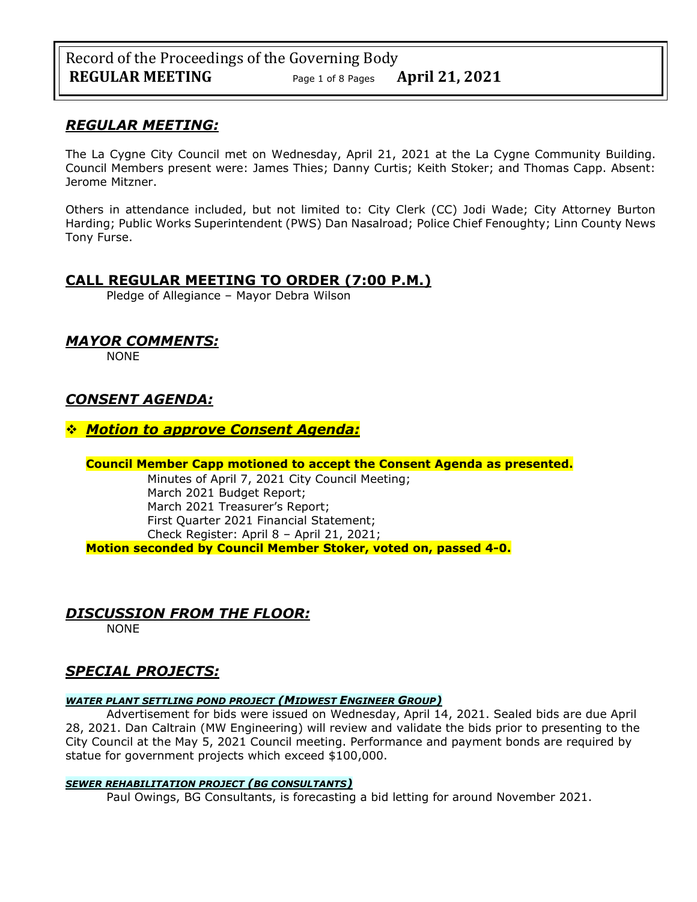## *REGULAR MEETING:*

The La Cygne City Council met on Wednesday, April 21, 2021 at the La Cygne Community Building. Council Members present were: James Thies; Danny Curtis; Keith Stoker; and Thomas Capp. Absent: Jerome Mitzner.

Others in attendance included, but not limited to: City Clerk (CC) Jodi Wade; City Attorney Burton Harding; Public Works Superintendent (PWS) Dan Nasalroad; Police Chief Fenoughty; Linn County News Tony Furse.

## CALL REGULAR MEETING TO ORDER (7:00 P.M.)

Pledge of Allegiance – Mayor Debra Wilson

## *MAYOR COMMENTS:*

NONE

## *CONSENT AGENDA:*

### ❖ *Motion to approve Consent Agenda:*

**Council Member Capp motioned to accept the Consent Agenda as presented.**

- Minutes of April 7, 2021 City Council Meeting;
- March 2021 Budget Report;
- March 2021 Treasurer's Report;
- First Quarter 2021 Financial Statement;
- Check Register: April 8 – April 21, 2021;

**Motion seconded by Council Member Stoker, voted on, passed 4-0.**

## *DISCUSSION FROM THE FLOOR:*

NONE

## *SPECIAL PROJECTS:*

#### *WATER PLANT SETTLING POND PROJECT (MIDWEST ENGINEER GROUP)*

Advertisement for bids were issued on Wednesday, April 14, 2021. Sealed bids are due April 28, 2021. Dan Caltrain (MW Engineering) will review and validate the bids prior to presenting to the City Council at the May 5, 2021 Council meeting. Performance and payment bonds are required by statue for government projects which exceed $100,000.

#### *SEWER REHABILITATION PROJECT (BG CONSULTANTS)*

Paul Owings, BG Consultants, is forecasting a bid letting for around November 2021.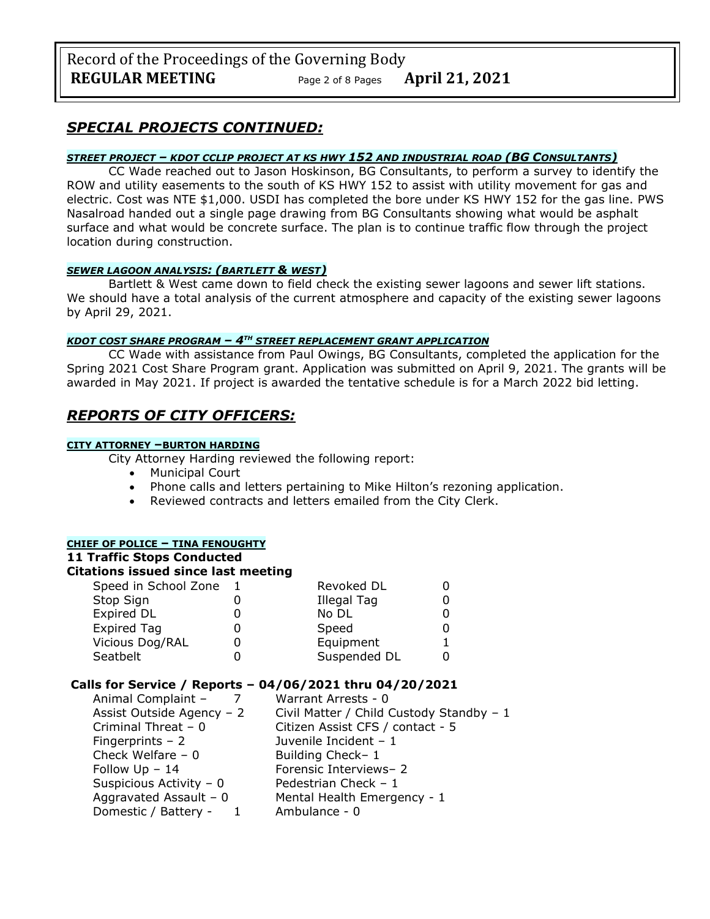## *SPECIAL PROJECTS CONTINUED:*

***STREET PROJECT – KDOT CCLIP PROJECT AT KS HWY 152 AND INDUSTRIAL ROAD (BG CONSULTANTS)***

CC Wade reached out to Jason Hoskinson, BG Consultants, to perform a survey to identify the ROW and utility easements to the south of KS HWY 152 to assist with utility movement for gas and electric. Cost was NTE $1,000. USDI has completed the bore under KS HWY 152 for the gas line. PWS Nasalroad handed out a single page drawing from BG Consultants showing what would be asphalt surface and what would be concrete surface. The plan is to continue traffic flow through the project location during construction.

***SEWER LAGOON ANALYSIS: (BARTLETT & WEST)***

Bartlett & West came down to field check the existing sewer lagoons and sewer lift stations. We should have a total analysis of the current atmosphere and capacity of the existing sewer lagoons by April 29, 2021.

***KDOT COST SHARE PROGRAM – 4TH STREET REPLACEMENT GRANT APPLICATION***

CC Wade with assistance from Paul Owings, BG Consultants, completed the application for the Spring 2021 Cost Share Program grant. Application was submitted on April 9, 2021. The grants will be awarded in May 2021. If project is awarded the tentative schedule is for a March 2022 bid letting.

## *REPORTS OF CITY OFFICERS:*

**CITY ATTORNEY –BURTON HARDING**

City Attorney Harding reviewed the following report:

- Municipal Court
- Phone calls and letters pertaining to Mike Hilton's rezoning application.
- Reviewed contracts and letters emailed from the City Clerk.

**CHIEF OF POLICE – TINA FENOUGHTY**

**11 Traffic Stops Conducted**

**Citations issued since last meeting**

| | | | |
|---|---|---|---|
| Speed in School Zone | 1 | Revoked DL | 0 |
| Stop Sign | 0 | Illegal Tag | 0 |
| Expired DL | 0 | No DL | 0 |
| Expired Tag | 0 | Speed | 0 |
| Vicious Dog/RAL | 0 | Equipment | 1 |
| Seatbelt | 0 | Suspended DL | 0 |

**Calls for Service / Reports – 04/06/2021 thru 04/20/2021**

| | |
|---|---|
| Animal Complaint – 7 | Warrant Arrests - 0 |
| Assist Outside Agency – 2 | Civil Matter / Child Custody Standby – 1 |
| Criminal Threat – 0 | Citizen Assist CFS / contact - 5 |
| Fingerprints – 2 | Juvenile Incident – 1 |
| Check Welfare – 0 | Building Check– 1 |
| Follow Up – 14 | Forensic Interviews– 2 |
| Suspicious Activity – 0 | Pedestrian Check – 1 |
| Aggravated Assault – 0 | Mental Health Emergency - 1 |
| Domestic / Battery - 1 | Ambulance - 0 |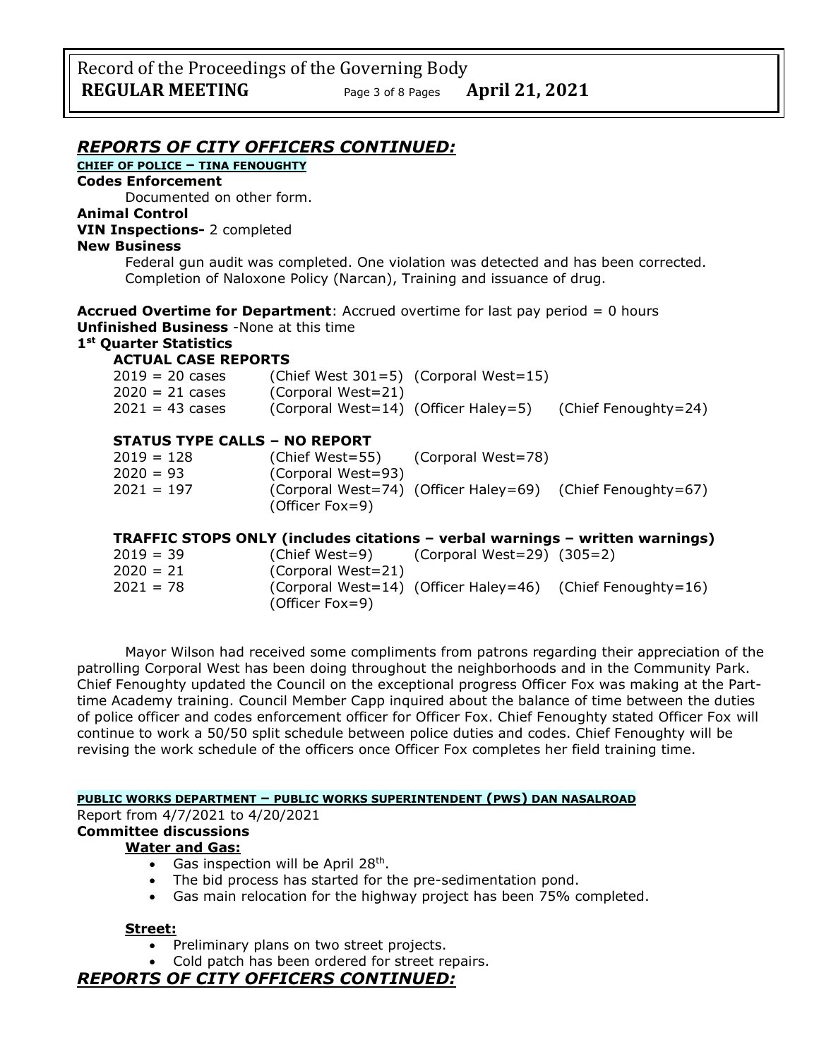## *REPORTS OF CITY OFFICERS CONTINUED:*

**CHIEF OF POLICE – TINA FENOUGHTY**

**Codes Enforcement**

Documented on other form.

**Animal Control**

**VIN Inspections-** 2 completed

**New Business**

Federal gun audit was completed. One violation was detected and has been corrected. Completion of Naloxone Policy (Narcan), Training and issuance of drug.

**Accrued Overtime for Department**: Accrued overtime for last pay period = 0 hours

**Unfinished Business** -None at this time

**1st Quarter Statistics**

**ACTUAL CASE REPORTS**

| | | | |
|---|---|---|---|
| 2019 = 20 cases | (Chief West 301=5) | (Corporal West=15) | |
| 2020 = 21 cases | (Corporal West=21) | | |
| 2021 = 43 cases | (Corporal West=14) | (Officer Haley=5) | (Chief Fenoughty=24) |

**STATUS TYPE CALLS – NO REPORT**

| | | | |
|---|---|---|---|
| 2019 = 128 | (Chief West=55) | (Corporal West=78) | |
| 2020 = 93 | (Corporal West=93) | | |
| 2021 = 197 | (Corporal West=74) (Officer Fox=9) | (Officer Haley=69) | (Chief Fenoughty=67) |

**TRAFFIC STOPS ONLY (includes citations – verbal warnings – written warnings)**

| | | | |
|---|---|---|---|
| 2019 = 39 | (Chief West=9) | (Corporal West=29) (305=2) | |
| 2020 = 21 | (Corporal West=21) | | |
| 2021 = 78 | (Corporal West=14) (Officer Fox=9) | (Officer Haley=46) | (Chief Fenoughty=16) |

Mayor Wilson had received some compliments from patrons regarding their appreciation of the patrolling Corporal West has been doing throughout the neighborhoods and in the Community Park. Chief Fenoughty updated the Council on the exceptional progress Officer Fox was making at the Part-time Academy training. Council Member Capp inquired about the balance of time between the duties of police officer and codes enforcement officer for Officer Fox. Chief Fenoughty stated Officer Fox will continue to work a 50/50 split schedule between police duties and codes. Chief Fenoughty will be revising the work schedule of the officers once Officer Fox completes her field training time.

**PUBLIC WORKS DEPARTMENT – PUBLIC WORKS SUPERINTENDENT (PWS) DAN NASALROAD**

Report from 4/7/2021 to 4/20/2021

**Committee discussions**

**Water and Gas:**

- Gas inspection will be April 28th.
- The bid process has started for the pre-sedimentation pond.
- Gas main relocation for the highway project has been 75% completed.

**Street:**

- Preliminary plans on two street projects.
- Cold patch has been ordered for street repairs.

## *REPORTS OF CITY OFFICERS CONTINUED:*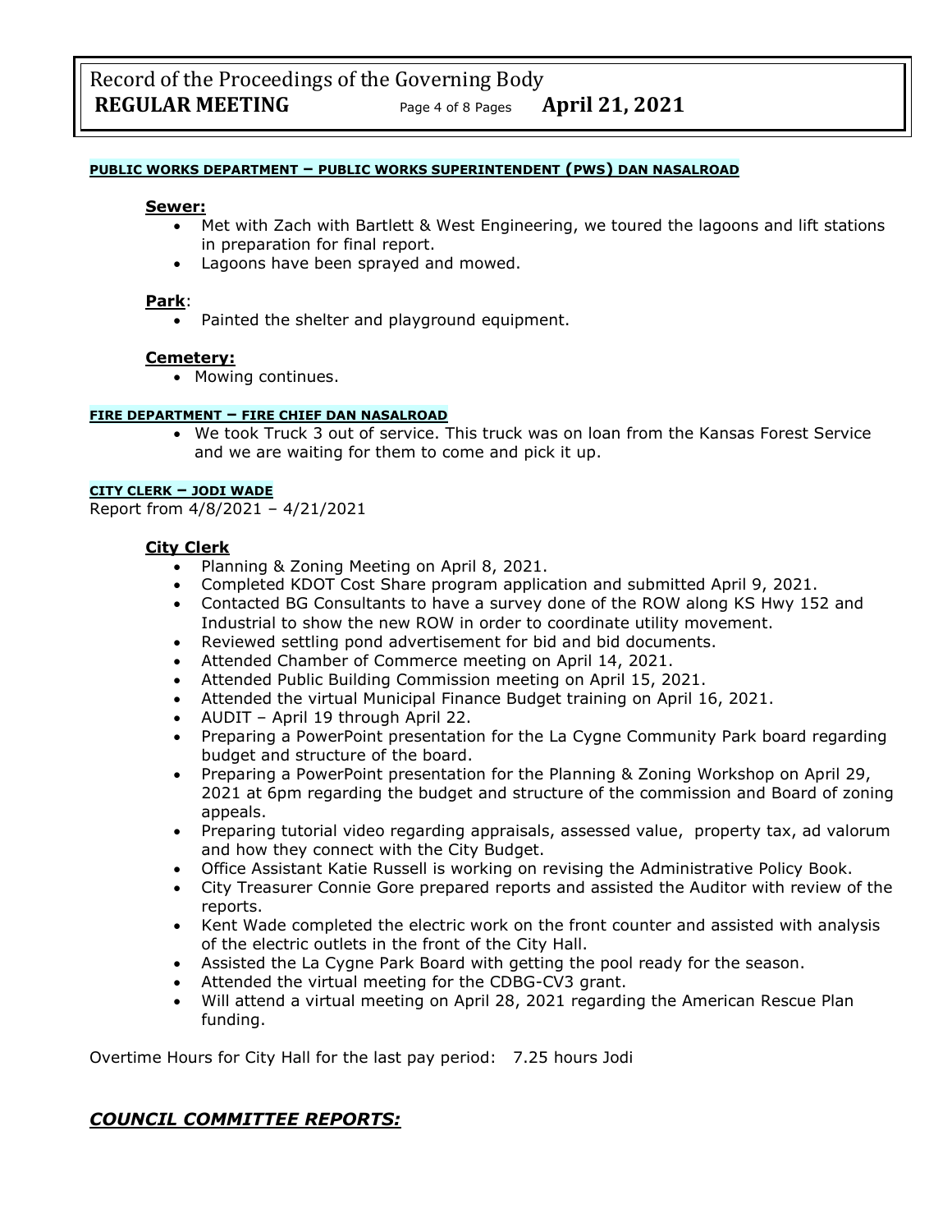#### PUBLIC WORKS DEPARTMENT – PUBLIC WORKS SUPERINTENDENT (PWS) DAN NASALROAD

**Sewer:**

- Met with Zach with Bartlett & West Engineering, we toured the lagoons and lift stations in preparation for final report.
- Lagoons have been sprayed and mowed.

**Park**:

- Painted the shelter and playground equipment.

**Cemetery:**

- Mowing continues.

#### FIRE DEPARTMENT – FIRE CHIEF DAN NASALROAD

- We took Truck 3 out of service. This truck was on loan from the Kansas Forest Service and we are waiting for them to come and pick it up.

#### CITY CLERK – JODI WADE

Report from 4/8/2021 – 4/21/2021

**City Clerk**

- Planning & Zoning Meeting on April 8, 2021.
- Completed KDOT Cost Share program application and submitted April 9, 2021.
- Contacted BG Consultants to have a survey done of the ROW along KS Hwy 152 and Industrial to show the new ROW in order to coordinate utility movement.
- Reviewed settling pond advertisement for bid and bid documents.
- Attended Chamber of Commerce meeting on April 14, 2021.
- Attended Public Building Commission meeting on April 15, 2021.
- Attended the virtual Municipal Finance Budget training on April 16, 2021.
- AUDIT – April 19 through April 22.
- Preparing a PowerPoint presentation for the La Cygne Community Park board regarding budget and structure of the board.
- Preparing a PowerPoint presentation for the Planning & Zoning Workshop on April 29, 2021 at 6pm regarding the budget and structure of the commission and Board of zoning appeals.
- Preparing tutorial video regarding appraisals, assessed value, property tax, ad valorum and how they connect with the City Budget.
- Office Assistant Katie Russell is working on revising the Administrative Policy Book.
- City Treasurer Connie Gore prepared reports and assisted the Auditor with review of the reports.
- Kent Wade completed the electric work on the front counter and assisted with analysis of the electric outlets in the front of the City Hall.
- Assisted the La Cygne Park Board with getting the pool ready for the season.
- Attended the virtual meeting for the CDBG-CV3 grant.
- Will attend a virtual meeting on April 28, 2021 regarding the American Rescue Plan funding.

Overtime Hours for City Hall for the last pay period: 7.25 hours Jodi

## *COUNCIL COMMITTEE REPORTS:*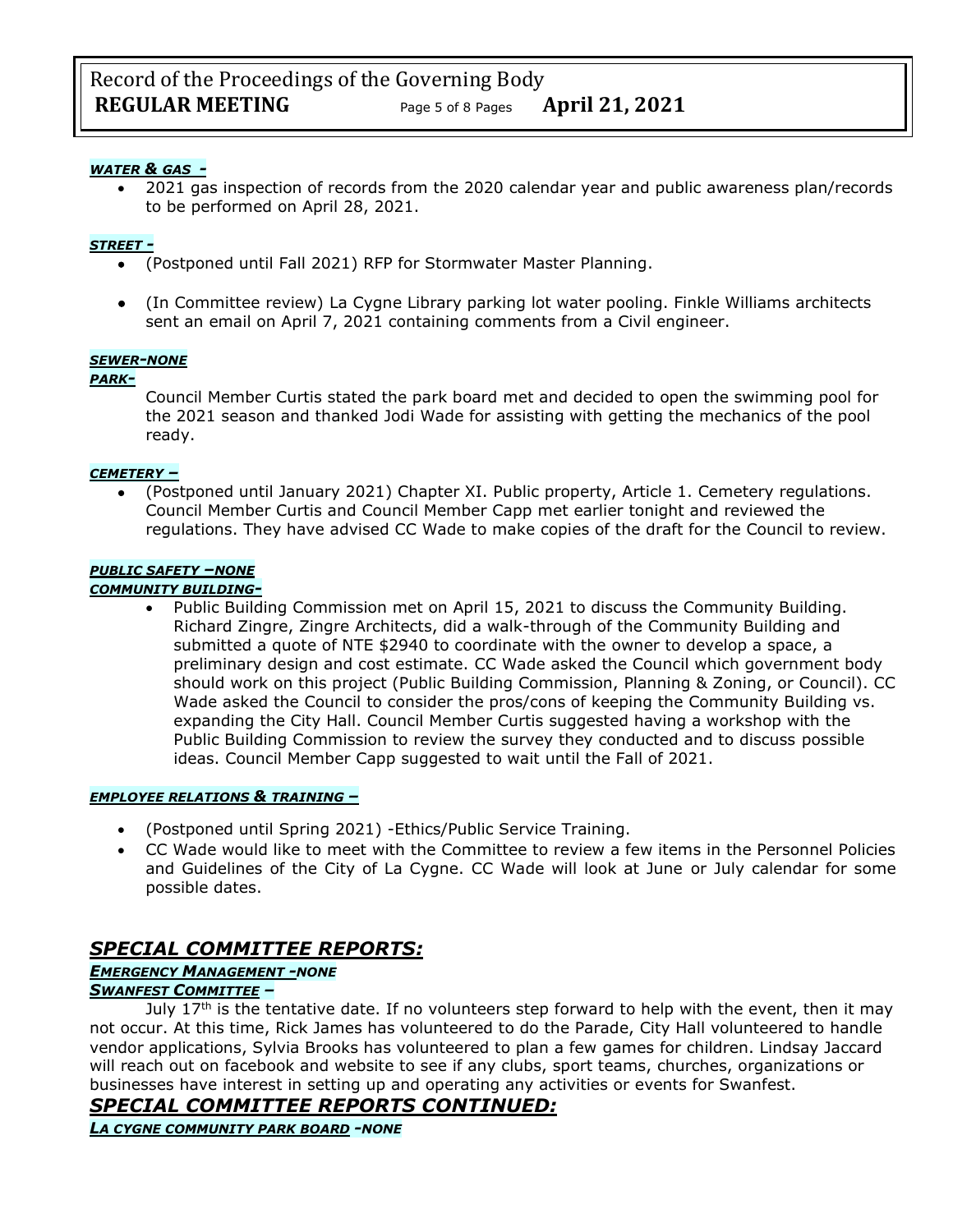***WATER & GAS -***

- 2021 gas inspection of records from the 2020 calendar year and public awareness plan/records to be performed on April 28, 2021.

***STREET -***

- (Postponed until Fall 2021) RFP for Stormwater Master Planning.
- (In Committee review) La Cygne Library parking lot water pooling. Finkle Williams architects sent an email on April 7, 2021 containing comments from a Civil engineer.

***SEWER-NONE***

***PARK-***

Council Member Curtis stated the park board met and decided to open the swimming pool for the 2021 season and thanked Jodi Wade for assisting with getting the mechanics of the pool ready.

***CEMETERY –***

- (Postponed until January 2021) Chapter XI. Public property, Article 1. Cemetery regulations. Council Member Curtis and Council Member Capp met earlier tonight and reviewed the regulations. They have advised CC Wade to make copies of the draft for the Council to review.

***PUBLIC SAFETY –NONE***

***COMMUNITY BUILDING-***

- Public Building Commission met on April 15, 2021 to discuss the Community Building. Richard Zingre, Zingre Architects, did a walk-through of the Community Building and submitted a quote of NTE $2940 to coordinate with the owner to develop a space, a preliminary design and cost estimate. CC Wade asked the Council which government body should work on this project (Public Building Commission, Planning & Zoning, or Council). CC Wade asked the Council to consider the pros/cons of keeping the Community Building vs. expanding the City Hall. Council Member Curtis suggested having a workshop with the Public Building Commission to review the survey they conducted and to discuss possible ideas. Council Member Capp suggested to wait until the Fall of 2021.

***EMPLOYEE RELATIONS & TRAINING –***

- (Postponed until Spring 2021) -Ethics/Public Service Training.
- CC Wade would like to meet with the Committee to review a few items in the Personnel Policies and Guidelines of the City of La Cygne. CC Wade will look at June or July calendar for some possible dates.

## *SPECIAL COMMITTEE REPORTS:*

***EMERGENCY MANAGEMENT -NONE***

***SWANFEST COMMITTEE –***

July 17th is the tentative date. If no volunteers step forward to help with the event, then it may not occur. At this time, Rick James has volunteered to do the Parade, City Hall volunteered to handle vendor applications, Sylvia Brooks has volunteered to plan a few games for children. Lindsay Jaccard will reach out on facebook and website to see if any clubs, sport teams, churches, organizations or businesses have interest in setting up and operating any activities or events for Swanfest.

## *SPECIAL COMMITTEE REPORTS CONTINUED:*

***LA CYGNE COMMUNITY PARK BOARD -NONE***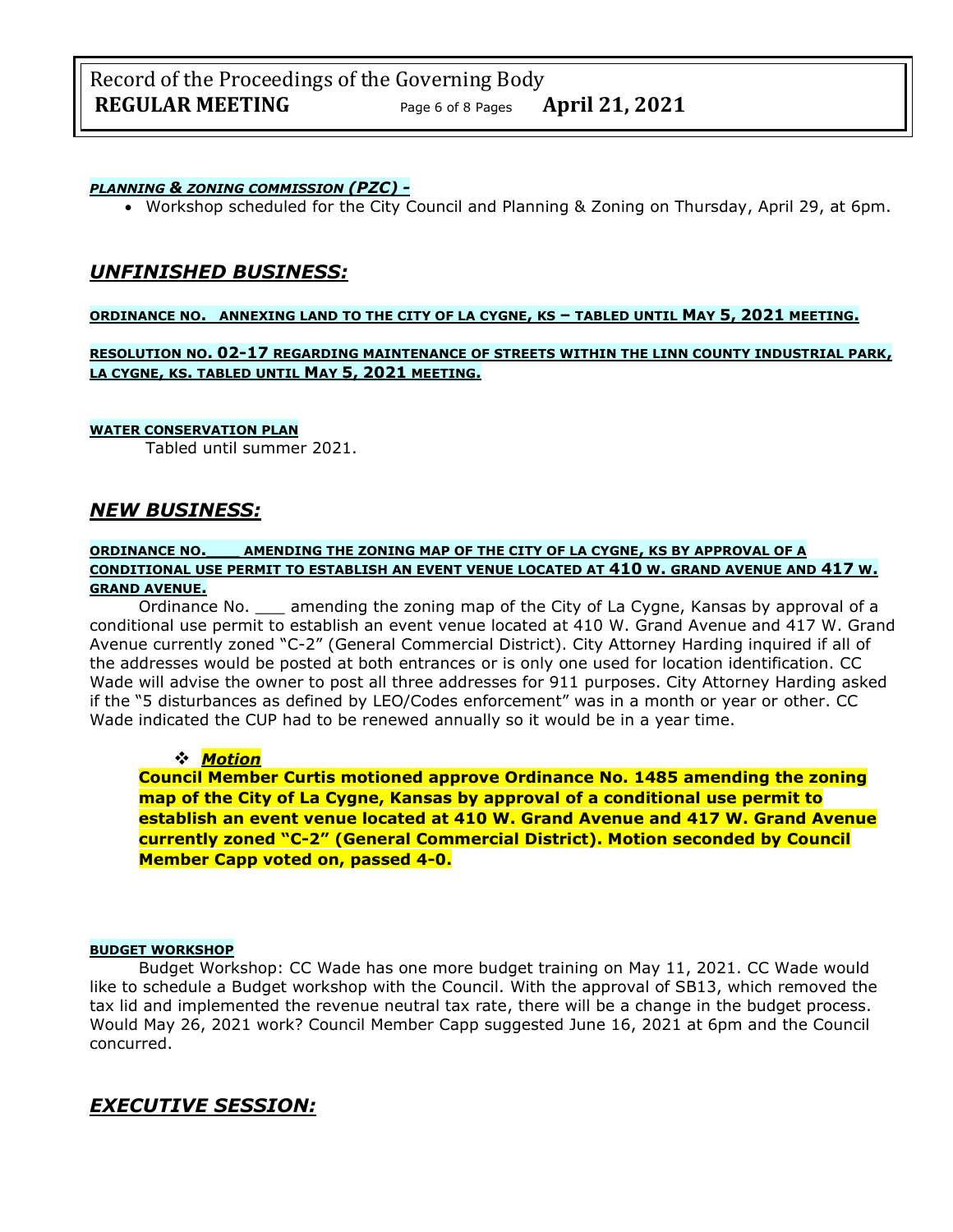***PLANNING & ZONING COMMISSION (PZC) -***

- Workshop scheduled for the City Council and Planning & Zoning on Thursday, April 29, at 6pm.

## *UNFINISHED BUSINESS:*

**ORDINANCE NO. ANNEXING LAND TO THE CITY OF LA CYGNE, KS – TABLED UNTIL MAY 5, 2021 MEETING.**

**RESOLUTION NO. 02-17 REGARDING MAINTENANCE OF STREETS WITHIN THE LINN COUNTY INDUSTRIAL PARK, LA CYGNE, KS. TABLED UNTIL MAY 5, 2021 MEETING.**

**WATER CONSERVATION PLAN**

Tabled until summer 2021.

## *NEW BUSINESS:*

**ORDINANCE NO.\_\_\_\_ AMENDING THE ZONING MAP OF THE CITY OF LA CYGNE, KS BY APPROVAL OF A CONDITIONAL USE PERMIT TO ESTABLISH AN EVENT VENUE LOCATED AT 410 W. GRAND AVENUE AND 417 W. GRAND AVENUE.**

Ordinance No. \_\_\_ amending the zoning map of the City of La Cygne, Kansas by approval of a conditional use permit to establish an event venue located at 410 W. Grand Avenue and 417 W. Grand Avenue currently zoned "C-2" (General Commercial District). City Attorney Harding inquired if all of the addresses would be posted at both entrances or is only one used for location identification. CC Wade will advise the owner to post all three addresses for 911 purposes. City Attorney Harding asked if the "5 disturbances as defined by LEO/Codes enforcement" was in a month or year or other. CC Wade indicated the CUP had to be renewed annually so it would be in a year time.

- ***Motion***

**Council Member Curtis motioned approve Ordinance No. 1485 amending the zoning map of the City of La Cygne, Kansas by approval of a conditional use permit to establish an event venue located at 410 W. Grand Avenue and 417 W. Grand Avenue currently zoned "C-2" (General Commercial District). Motion seconded by Council Member Capp voted on, passed 4-0.**

**BUDGET WORKSHOP**

Budget Workshop: CC Wade has one more budget training on May 11, 2021. CC Wade would like to schedule a Budget workshop with the Council. With the approval of SB13, which removed the tax lid and implemented the revenue neutral tax rate, there will be a change in the budget process. Would May 26, 2021 work? Council Member Capp suggested June 16, 2021 at 6pm and the Council concurred.

## *EXECUTIVE SESSION:*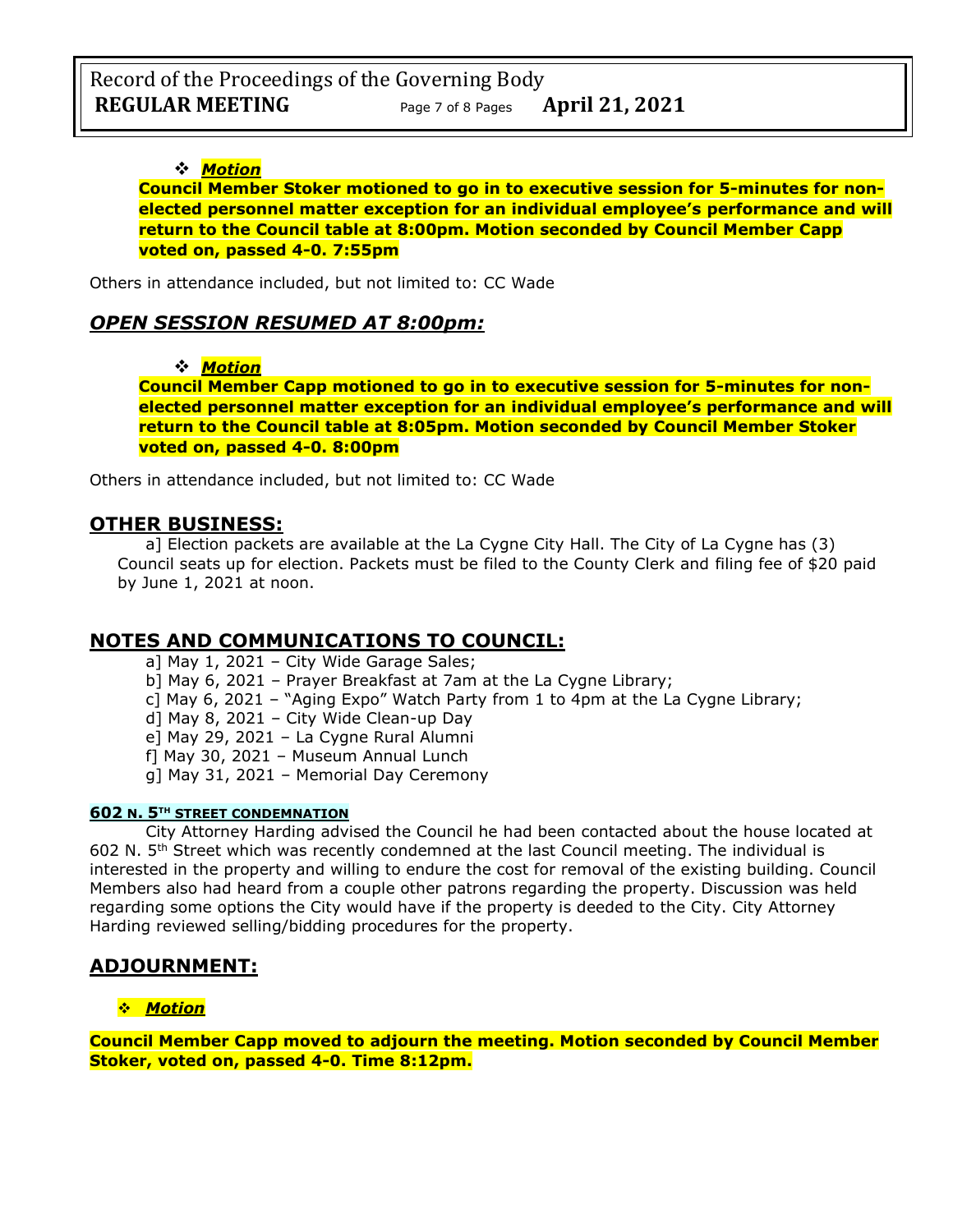- ***Motion***

**Council Member Stoker motioned to go in to executive session for 5-minutes for non-elected personnel matter exception for an individual employee's performance and will return to the Council table at 8:00pm. Motion seconded by Council Member Capp voted on, passed 4-0. 7:55pm**

Others in attendance included, but not limited to: CC Wade

## *OPEN SESSION RESUMED AT 8:00pm:*

- ***Motion***

**Council Member Capp motioned to go in to executive session for 5-minutes for non-elected personnel matter exception for an individual employee's performance and will return to the Council table at 8:05pm. Motion seconded by Council Member Stoker voted on, passed 4-0. 8:00pm**

Others in attendance included, but not limited to: CC Wade

## OTHER BUSINESS:

a] Election packets are available at the La Cygne City Hall. The City of La Cygne has (3) Council seats up for election. Packets must be filed to the County Clerk and filing fee of $20 paid by June 1, 2021 at noon.

## NOTES AND COMMUNICATIONS TO COUNCIL:

a] May 1, 2021 – City Wide Garage Sales;
b] May 6, 2021 – Prayer Breakfast at 7am at the La Cygne Library;
c] May 6, 2021 – "Aging Expo" Watch Party from 1 to 4pm at the La Cygne Library;
d] May 8, 2021 – City Wide Clean-up Day
e] May 29, 2021 – La Cygne Rural Alumni
f] May 30, 2021 – Museum Annual Lunch
g] May 31, 2021 – Memorial Day Ceremony

**602 N. 5TH STREET CONDEMNATION**

City Attorney Harding advised the Council he had been contacted about the house located at 602 N. 5th Street which was recently condemned at the last Council meeting. The individual is interested in the property and willing to endure the cost for removal of the existing building. Council Members also had heard from a couple other patrons regarding the property. Discussion was held regarding some options the City would have if the property is deeded to the City. City Attorney Harding reviewed selling/bidding procedures for the property.

## ADJOURNMENT:

- ***Motion***

**Council Member Capp moved to adjourn the meeting. Motion seconded by Council Member Stoker, voted on, passed 4-0. Time 8:12pm.**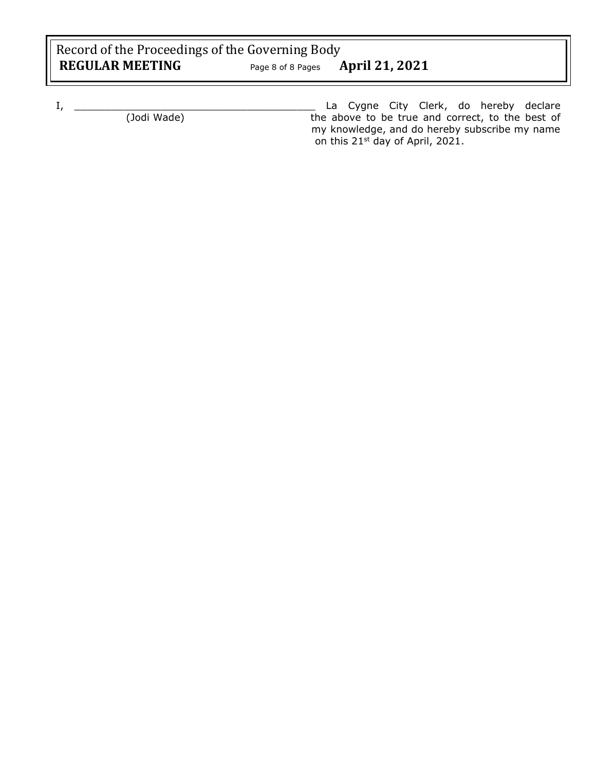I, ________________________________________ La Cygne City Clerk, do hereby declare the above to be true and correct, to the best of my knowledge, and do hereby subscribe my name on this 21st day of April, 2021.

(Jodi Wade)